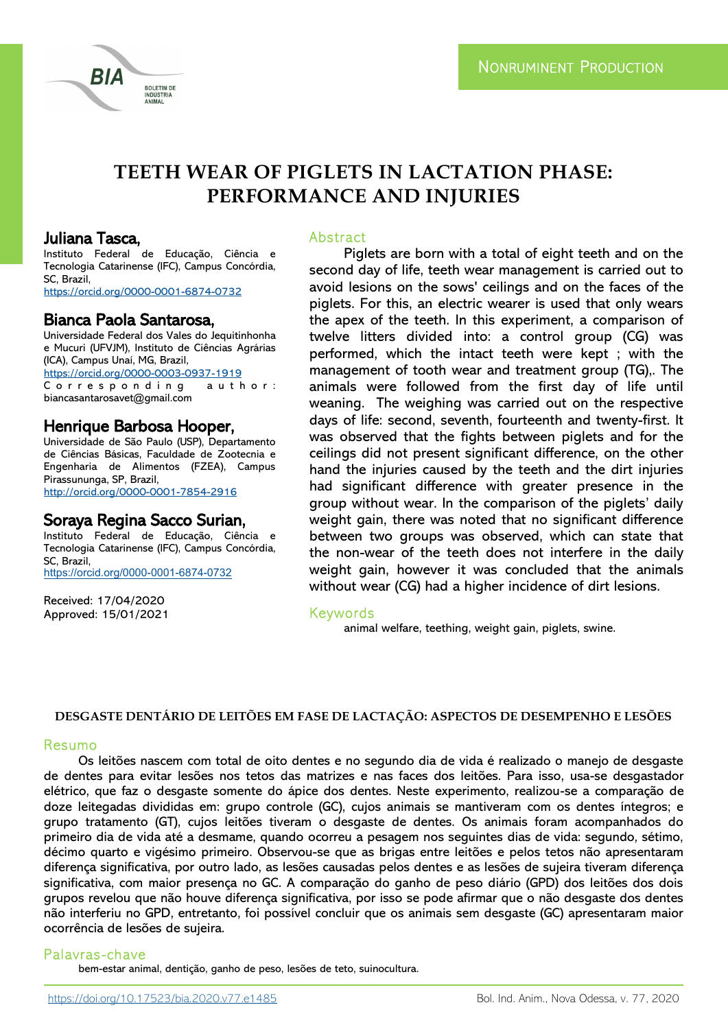NONRUMINENT PRODUCTION

# TEETH WEAR OF PIGLETS IN LACTATION PHASE: PERFORMANCE AND INJURIES

**Juliana Tasca,**
Instituto Federal de Educação, Ciência e Tecnologia Catarinense (IFC), Campus Concórdia, SC, Brazil,
https://orcid.org/0000-0001-6874-0732

**Bianca Paola Santarosa,**
Universidade Federal dos Vales do Jequitinhonha e Mucuri (UFVJM), Instituto de Ciências Agrárias (ICA), Campus Unaí, MG, Brazil,
https://orcid.org/0000-0003-0937-1919
Corresponding author: biancasantarosavet@gmail.com

**Henrique Barbosa Hooper,**
Universidade de São Paulo (USP), Departamento de Ciências Básicas, Faculdade de Zootecnia e Engenharia de Alimentos (FZEA), Campus Pirassununga, SP, Brazil,
http://orcid.org/0000-0001-7854-2916

**Soraya Regina Sacco Surian,**
Instituto Federal de Educação, Ciência e Tecnologia Catarinense (IFC), Campus Concórdia, SC, Brazil,
https://orcid.org/0000-0001-6874-0732

Received: 17/04/2020
Approved: 15/01/2021

## Abstract

Piglets are born with a total of eight teeth and on the second day of life, teeth wear management is carried out to avoid lesions on the sows' ceilings and on the faces of the piglets. For this, an electric wearer is used that only wears the apex of the teeth. In this experiment, a comparison of twelve litters divided into: a control group (CG) was performed, which the intact teeth were kept ; with the management of tooth wear and treatment group (TG),. The animals were followed from the first day of life until weaning. The weighing was carried out on the respective days of life: second, seventh, fourteenth and twenty-first. It was observed that the fights between piglets and for the ceilings did not present significant difference, on the other hand the injuries caused by the teeth and the dirt injuries had significant difference with greater presence in the group without wear. In the comparison of the piglets' daily weight gain, there was noted that no significant difference between two groups was observed, which can state that the non-wear of the teeth does not interfere in the daily weight gain, however it was concluded that the animals without wear (CG) had a higher incidence of dirt lesions.

## Keywords

animal welfare, teething, weight gain, piglets, swine.

### DESGASTE DENTÁRIO DE LEITÕES EM FASE DE LACTAÇÃO: ASPECTOS DE DESEMPENHO E LESÕES

## Resumo

Os leitões nascem com total de oito dentes e no segundo dia de vida é realizado o manejo de desgaste de dentes para evitar lesões nos tetos das matrizes e nas faces dos leitões. Para isso, usa-se desgastador elétrico, que faz o desgaste somente do ápice dos dentes. Neste experimento, realizou-se a comparação de doze leitegadas divididas em: grupo controle (GC), cujos animais se mantiveram com os dentes íntegros; e grupo tratamento (GT), cujos leitões tiveram o desgaste de dentes. Os animais foram acompanhados do primeiro dia de vida até a desmame, quando ocorreu a pesagem nos seguintes dias de vida: segundo, sétimo, décimo quarto e vigésimo primeiro. Observou-se que as brigas entre leitões e pelos tetos não apresentaram diferença significativa, por outro lado, as lesões causadas pelos dentes e as lesões de sujeira tiveram diferença significativa, com maior presença no GC. A comparação do ganho de peso diário (GPD) dos leitões dos dois grupos revelou que não houve diferença significativa, por isso se pode afirmar que o não desgaste dos dentes não interferiu no GPD, entretanto, foi possível concluir que os animais sem desgaste (GC) apresentaram maior ocorrência de lesões de sujeira.

## Palavras-chave

bem-estar animal, dentição, ganho de peso, lesões de teto, suinocultura.

https://doi.org/10.17523/bia.2020.v77.e1485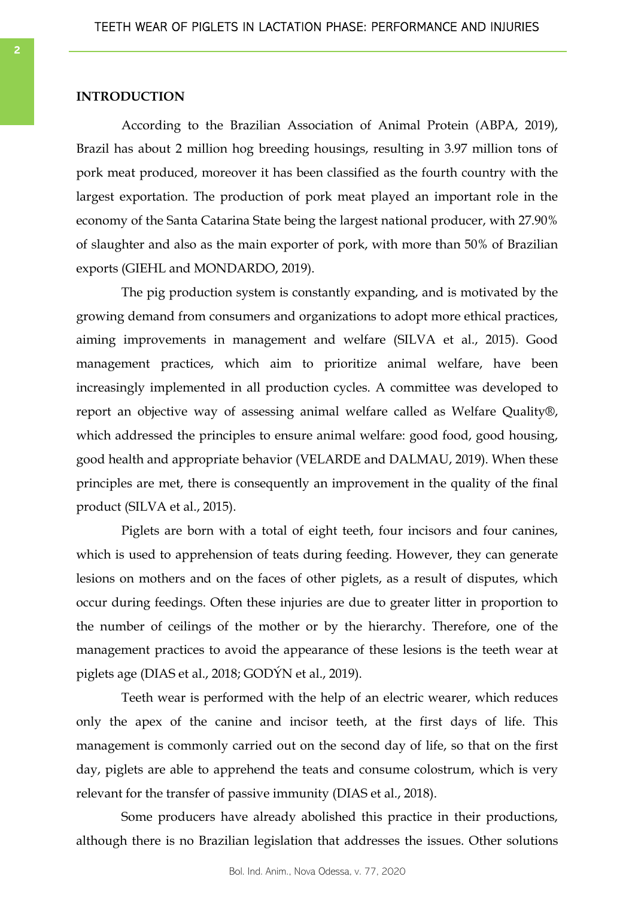## INTRODUCTION

According to the Brazilian Association of Animal Protein (ABPA, 2019), Brazil has about 2 million hog breeding housings, resulting in 3.97 million tons of pork meat produced, moreover it has been classified as the fourth country with the largest exportation. The production of pork meat played an important role in the economy of the Santa Catarina State being the largest national producer, with 27.90% of slaughter and also as the main exporter of pork, with more than 50% of Brazilian exports (GIEHL and MONDARDO, 2019).

The pig production system is constantly expanding, and is motivated by the growing demand from consumers and organizations to adopt more ethical practices, aiming improvements in management and welfare (SILVA et al., 2015). Good management practices, which aim to prioritize animal welfare, have been increasingly implemented in all production cycles. A committee was developed to report an objective way of assessing animal welfare called as Welfare Quality®, which addressed the principles to ensure animal welfare: good food, good housing, good health and appropriate behavior (VELARDE and DALMAU, 2019). When these principles are met, there is consequently an improvement in the quality of the final product (SILVA et al., 2015).

Piglets are born with a total of eight teeth, four incisors and four canines, which is used to apprehension of teats during feeding. However, they can generate lesions on mothers and on the faces of other piglets, as a result of disputes, which occur during feedings. Often these injuries are due to greater litter in proportion to the number of ceilings of the mother or by the hierarchy. Therefore, one of the management practices to avoid the appearance of these lesions is the teeth wear at piglets age (DIAS et al., 2018; GODÝN et al., 2019).

Teeth wear is performed with the help of an electric wearer, which reduces only the apex of the canine and incisor teeth, at the first days of life. This management is commonly carried out on the second day of life, so that on the first day, piglets are able to apprehend the teats and consume colostrum, which is very relevant for the transfer of passive immunity (DIAS et al., 2018).

Some producers have already abolished this practice in their productions, although there is no Brazilian legislation that addresses the issues. Other solutions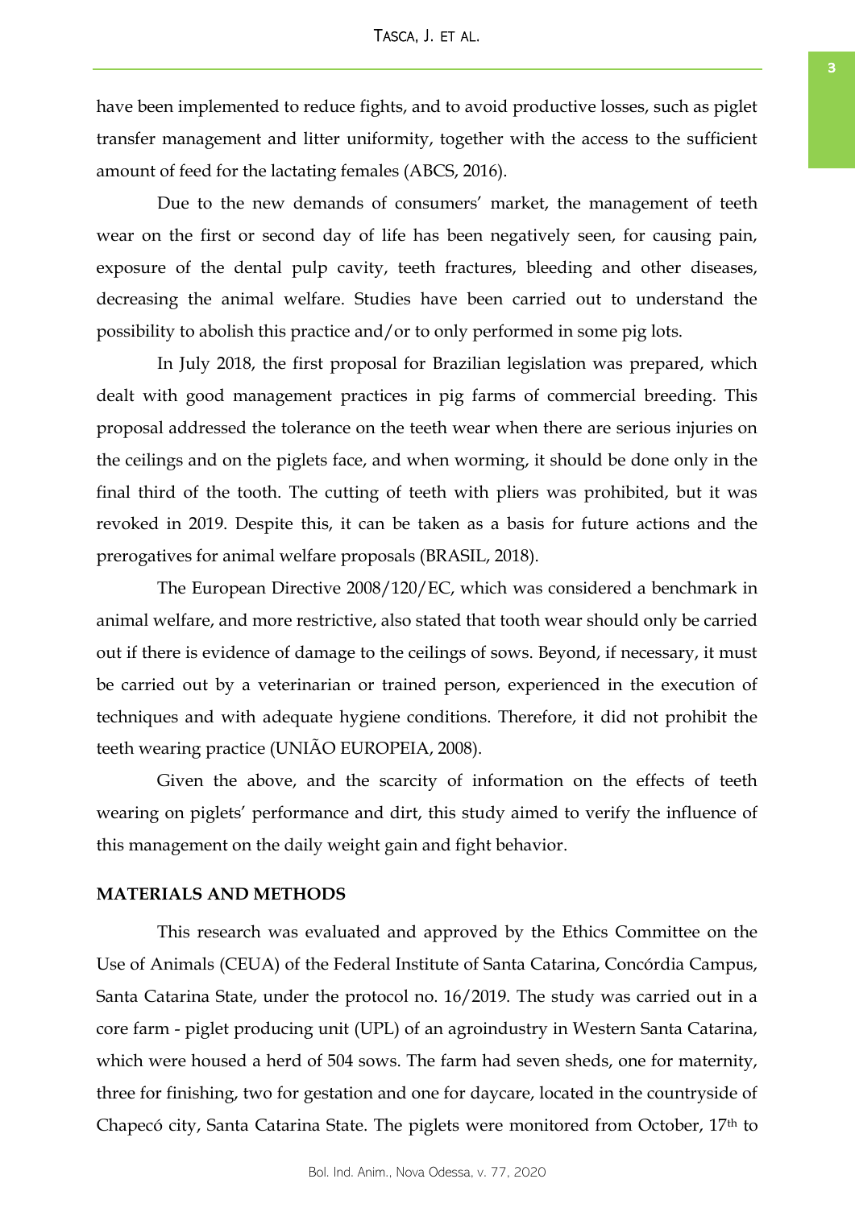have been implemented to reduce fights, and to avoid productive losses, such as piglet transfer management and litter uniformity, together with the access to the sufficient amount of feed for the lactating females (ABCS, 2016).

Due to the new demands of consumers' market, the management of teeth wear on the first or second day of life has been negatively seen, for causing pain, exposure of the dental pulp cavity, teeth fractures, bleeding and other diseases, decreasing the animal welfare. Studies have been carried out to understand the possibility to abolish this practice and/or to only performed in some pig lots.

In July 2018, the first proposal for Brazilian legislation was prepared, which dealt with good management practices in pig farms of commercial breeding. This proposal addressed the tolerance on the teeth wear when there are serious injuries on the ceilings and on the piglets face, and when worming, it should be done only in the final third of the tooth. The cutting of teeth with pliers was prohibited, but it was revoked in 2019. Despite this, it can be taken as a basis for future actions and the prerogatives for animal welfare proposals (BRASIL, 2018).

The European Directive 2008/120/EC, which was considered a benchmark in animal welfare, and more restrictive, also stated that tooth wear should only be carried out if there is evidence of damage to the ceilings of sows. Beyond, if necessary, it must be carried out by a veterinarian or trained person, experienced in the execution of techniques and with adequate hygiene conditions. Therefore, it did not prohibit the teeth wearing practice (UNIÃO EUROPEIA, 2008).

Given the above, and the scarcity of information on the effects of teeth wearing on piglets' performance and dirt, this study aimed to verify the influence of this management on the daily weight gain and fight behavior.

## MATERIALS AND METHODS

This research was evaluated and approved by the Ethics Committee on the Use of Animals (CEUA) of the Federal Institute of Santa Catarina, Concórdia Campus, Santa Catarina State, under the protocol no. 16/2019. The study was carried out in a core farm - piglet producing unit (UPL) of an agroindustry in Western Santa Catarina, which were housed a herd of 504 sows. The farm had seven sheds, one for maternity, three for finishing, two for gestation and one for daycare, located in the countryside of Chapecó city, Santa Catarina State. The piglets were monitored from October, 17th to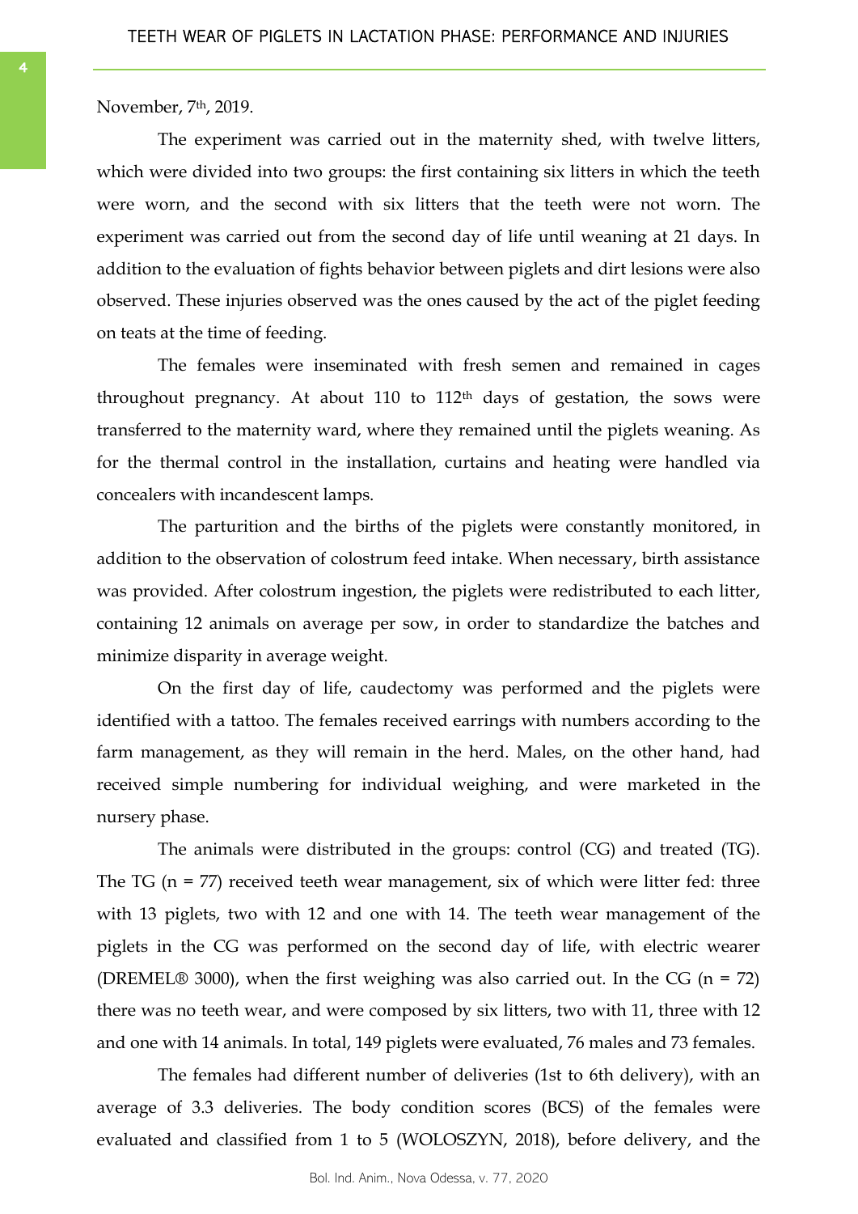November, 7th, 2019.

The experiment was carried out in the maternity shed, with twelve litters, which were divided into two groups: the first containing six litters in which the teeth were worn, and the second with six litters that the teeth were not worn. The experiment was carried out from the second day of life until weaning at 21 days. In addition to the evaluation of fights behavior between piglets and dirt lesions were also observed. These injuries observed was the ones caused by the act of the piglet feeding on teats at the time of feeding.

The females were inseminated with fresh semen and remained in cages throughout pregnancy. At about 110 to 112th days of gestation, the sows were transferred to the maternity ward, where they remained until the piglets weaning. As for the thermal control in the installation, curtains and heating were handled via concealers with incandescent lamps.

The parturition and the births of the piglets were constantly monitored, in addition to the observation of colostrum feed intake. When necessary, birth assistance was provided. After colostrum ingestion, the piglets were redistributed to each litter, containing 12 animals on average per sow, in order to standardize the batches and minimize disparity in average weight.

On the first day of life, caudectomy was performed and the piglets were identified with a tattoo. The females received earrings with numbers according to the farm management, as they will remain in the herd. Males, on the other hand, had received simple numbering for individual weighing, and were marketed in the nursery phase.

The animals were distributed in the groups: control (CG) and treated (TG). The TG (n = 77) received teeth wear management, six of which were litter fed: three with 13 piglets, two with 12 and one with 14. The teeth wear management of the piglets in the CG was performed on the second day of life, with electric wearer (DREMEL® 3000), when the first weighing was also carried out. In the CG (n = 72) there was no teeth wear, and were composed by six litters, two with 11, three with 12 and one with 14 animals. In total, 149 piglets were evaluated, 76 males and 73 females.

The females had different number of deliveries (1st to 6th delivery), with an average of 3.3 deliveries. The body condition scores (BCS) of the females were evaluated and classified from 1 to 5 (WOLOSZYN, 2018), before delivery, and the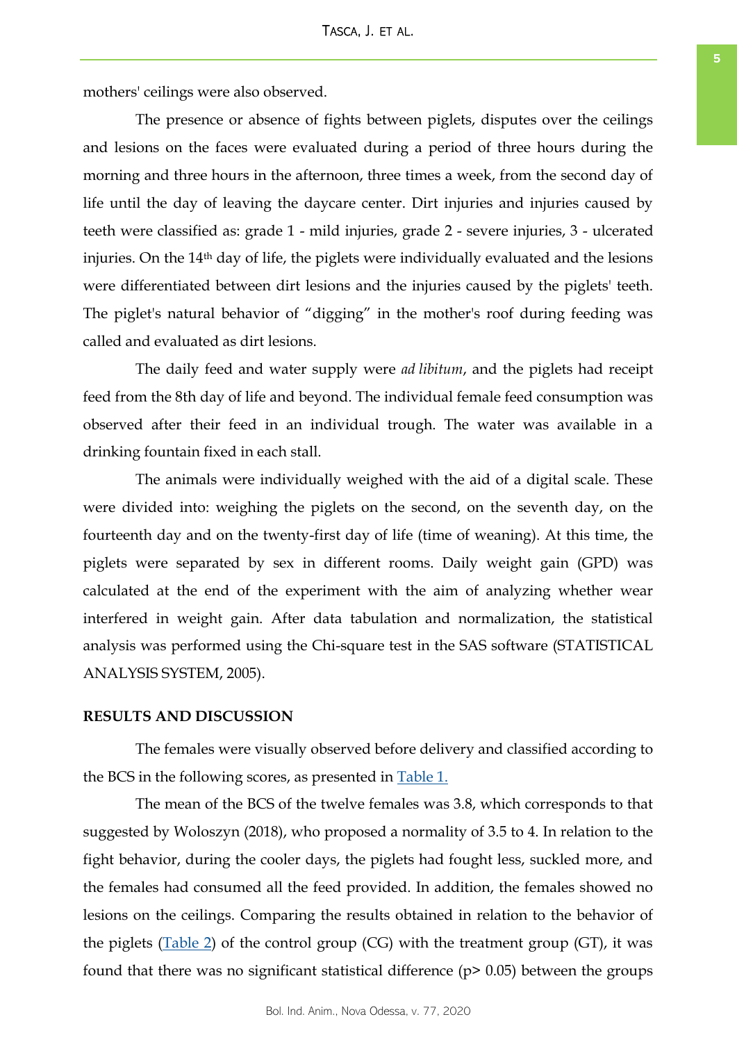mothers' ceilings were also observed.

The presence or absence of fights between piglets, disputes over the ceilings and lesions on the faces were evaluated during a period of three hours during the morning and three hours in the afternoon, three times a week, from the second day of life until the day of leaving the daycare center. Dirt injuries and injuries caused by teeth were classified as: grade 1 - mild injuries, grade 2 - severe injuries, 3 - ulcerated injuries. On the 14th day of life, the piglets were individually evaluated and the lesions were differentiated between dirt lesions and the injuries caused by the piglets' teeth. The piglet's natural behavior of "digging" in the mother's roof during feeding was called and evaluated as dirt lesions.

The daily feed and water supply were *ad libitum*, and the piglets had receipt feed from the 8th day of life and beyond. The individual female feed consumption was observed after their feed in an individual trough. The water was available in a drinking fountain fixed in each stall.

The animals were individually weighed with the aid of a digital scale. These were divided into: weighing the piglets on the second, on the seventh day, on the fourteenth day and on the twenty-first day of life (time of weaning). At this time, the piglets were separated by sex in different rooms. Daily weight gain (GPD) was calculated at the end of the experiment with the aim of analyzing whether wear interfered in weight gain. After data tabulation and normalization, the statistical analysis was performed using the Chi-square test in the SAS software (STATISTICAL ANALYSIS SYSTEM, 2005).

## RESULTS AND DISCUSSION

The females were visually observed before delivery and classified according to the BCS in the following scores, as presented in Table 1.

The mean of the BCS of the twelve females was 3.8, which corresponds to that suggested by Woloszyn (2018), who proposed a normality of 3.5 to 4. In relation to the fight behavior, during the cooler days, the piglets had fought less, suckled more, and the females had consumed all the feed provided. In addition, the females showed no lesions on the ceilings. Comparing the results obtained in relation to the behavior of the piglets (Table 2) of the control group (CG) with the treatment group (GT), it was found that there was no significant statistical difference ($p > 0.05$) between the groups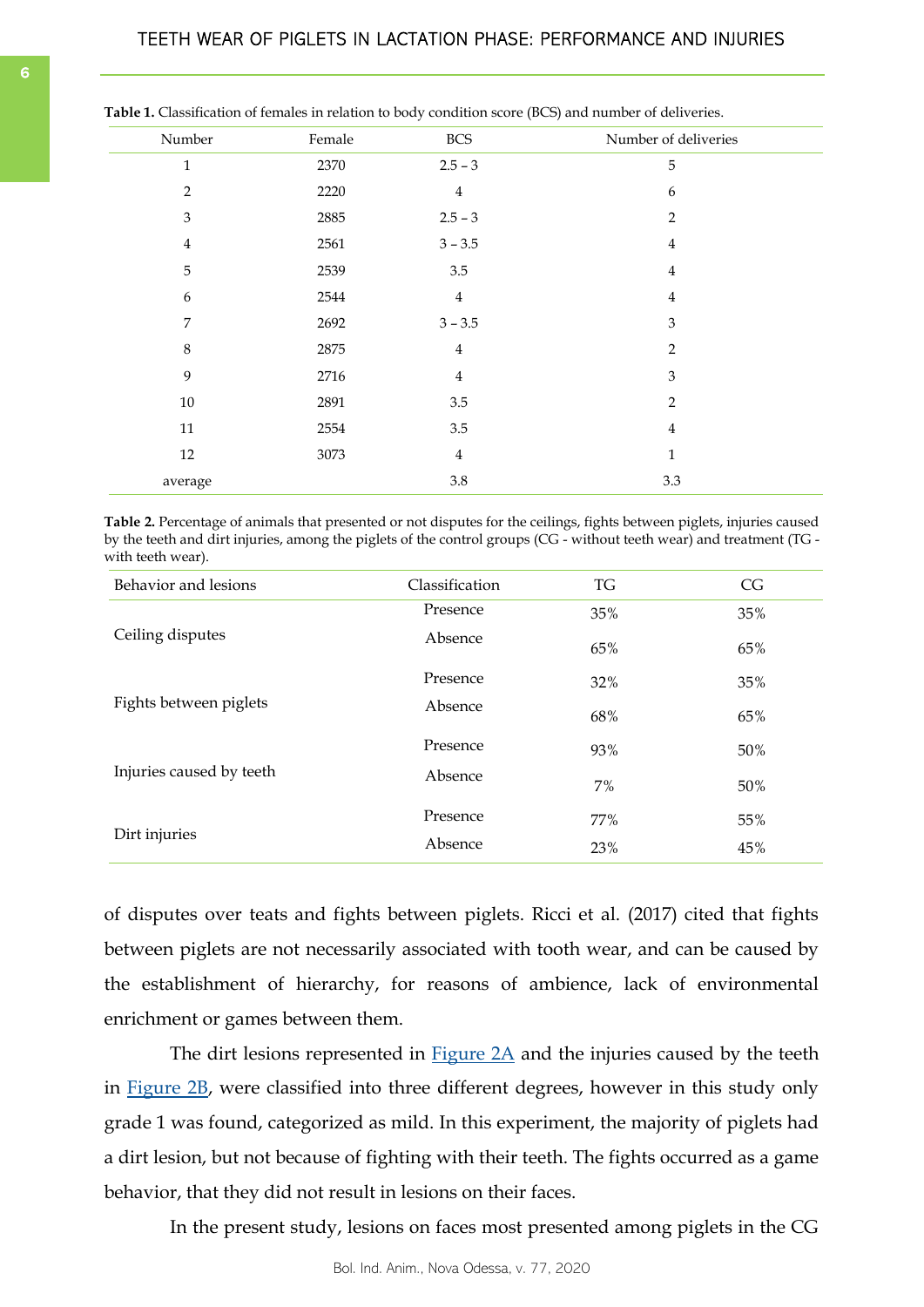**Table 1.** Classification of females in relation to body condition score (BCS) and number of deliveries.

| Number | Female | BCS | Number of deliveries |
|---|---|---|---|
| 1 | 2370 | 2.5 – 3 | 5 |
| 2 | 2220 | 4 | 6 |
| 3 | 2885 | 2.5 – 3 | 2 |
| 4 | 2561 | 3 – 3.5 | 4 |
| 5 | 2539 | 3.5 | 4 |
| 6 | 2544 | 4 | 4 |
| 7 | 2692 | 3 – 3.5 | 3 |
| 8 | 2875 | 4 | 2 |
| 9 | 2716 | 4 | 3 |
| 10 | 2891 | 3.5 | 2 |
| 11 | 2554 | 3.5 | 4 |
| 12 | 3073 | 4 | 1 |
| average | | 3.8 | 3.3 |

**Table 2.** Percentage of animals that presented or not disputes for the ceilings, fights between piglets, injuries caused by the teeth and dirt injuries, among the piglets of the control groups (CG - without teeth wear) and treatment (TG - with teeth wear).

| Behavior and lesions | Classification | TG | CG |
|---|---|---|---|
| Ceiling disputes | Presence | 35% | 35% |
| | Absence | 65% | 65% |
| Fights between piglets | Presence | 32% | 35% |
| | Absence | 68% | 65% |
| Injuries caused by teeth | Presence | 93% | 50% |
| | Absence | 7% | 50% |
| Dirt injuries | Presence | 77% | 55% |
| | Absence | 23% | 45% |

of disputes over teats and fights between piglets. Ricci et al. (2017) cited that fights between piglets are not necessarily associated with tooth wear, and can be caused by the establishment of hierarchy, for reasons of ambience, lack of environmental enrichment or games between them.

The dirt lesions represented in Figure 2A and the injuries caused by the teeth in Figure 2B, were classified into three different degrees, however in this study only grade 1 was found, categorized as mild. In this experiment, the majority of piglets had a dirt lesion, but not because of fighting with their teeth. The fights occurred as a game behavior, that they did not result in lesions on their faces.

In the present study, lesions on faces most presented among piglets in the CG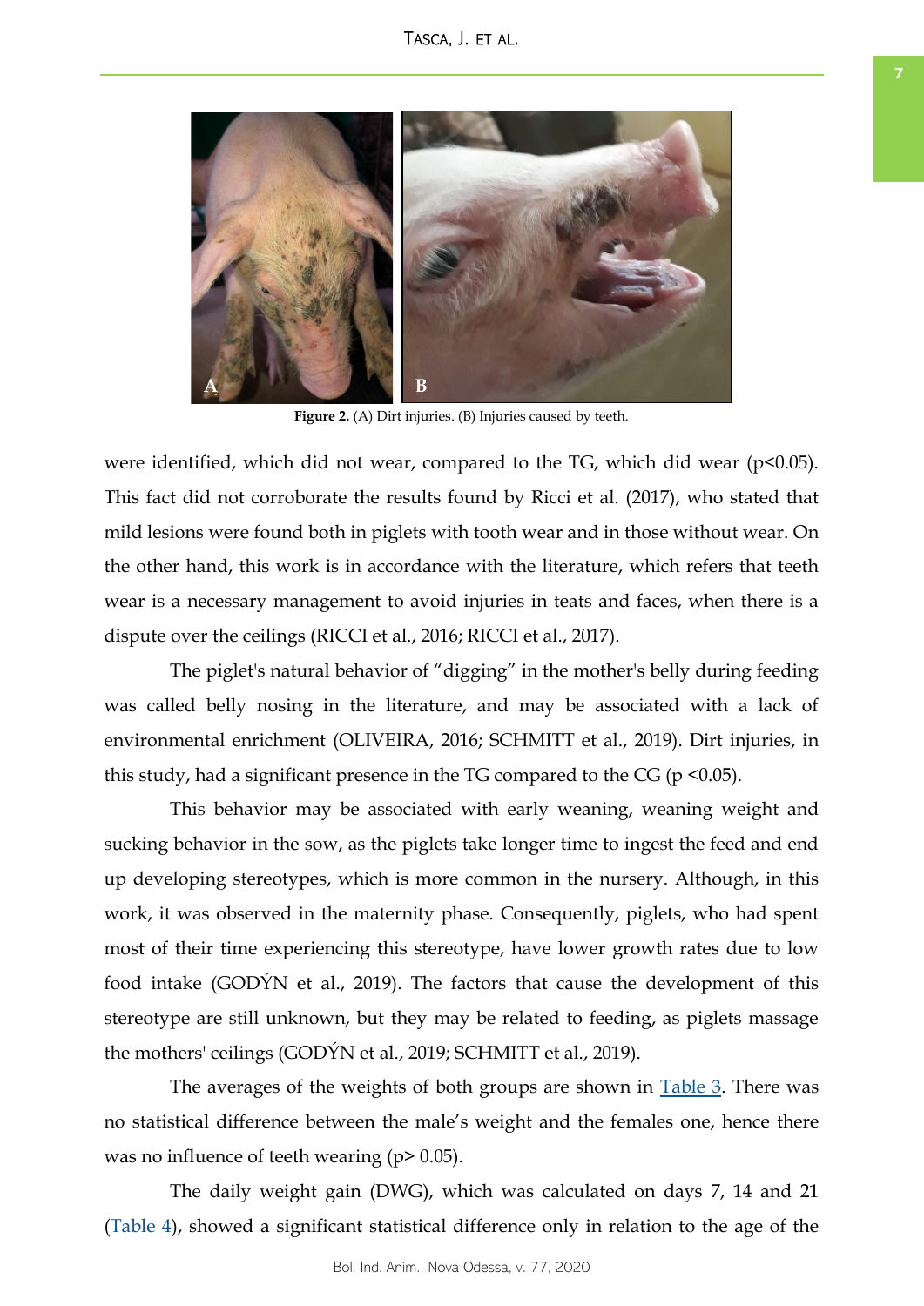**Figure 2.** (A) Dirt injuries. (B) Injuries caused by teeth.

were identified, which did not wear, compared to the TG, which did wear ($p<0.05$). This fact did not corroborate the results found by Ricci et al. (2017), who stated that mild lesions were found both in piglets with tooth wear and in those without wear. On the other hand, this work is in accordance with the literature, which refers that teeth wear is a necessary management to avoid injuries in teats and faces, when there is a dispute over the ceilings (RICCI et al., 2016; RICCI et al., 2017).

The piglet's natural behavior of "digging" in the mother's belly during feeding was called belly nosing in the literature, and may be associated with a lack of environmental enrichment (OLIVEIRA, 2016; SCHMITT et al., 2019). Dirt injuries, in this study, had a significant presence in the TG compared to the CG ($p <0.05$).

This behavior may be associated with early weaning, weaning weight and sucking behavior in the sow, as the piglets take longer time to ingest the feed and end up developing stereotypes, which is more common in the nursery. Although, in this work, it was observed in the maternity phase. Consequently, piglets, who had spent most of their time experiencing this stereotype, have lower growth rates due to low food intake (GODÝN et al., 2019). The factors that cause the development of this stereotype are still unknown, but they may be related to feeding, as piglets massage the mothers' ceilings (GODÝN et al., 2019; SCHMITT et al., 2019).

The averages of the weights of both groups are shown in Table 3. There was no statistical difference between the male's weight and the females one, hence there was no influence of teeth wearing ($p> 0.05$).

The daily weight gain (DWG), which was calculated on days 7, 14 and 21 (Table 4), showed a significant statistical difference only in relation to the age of the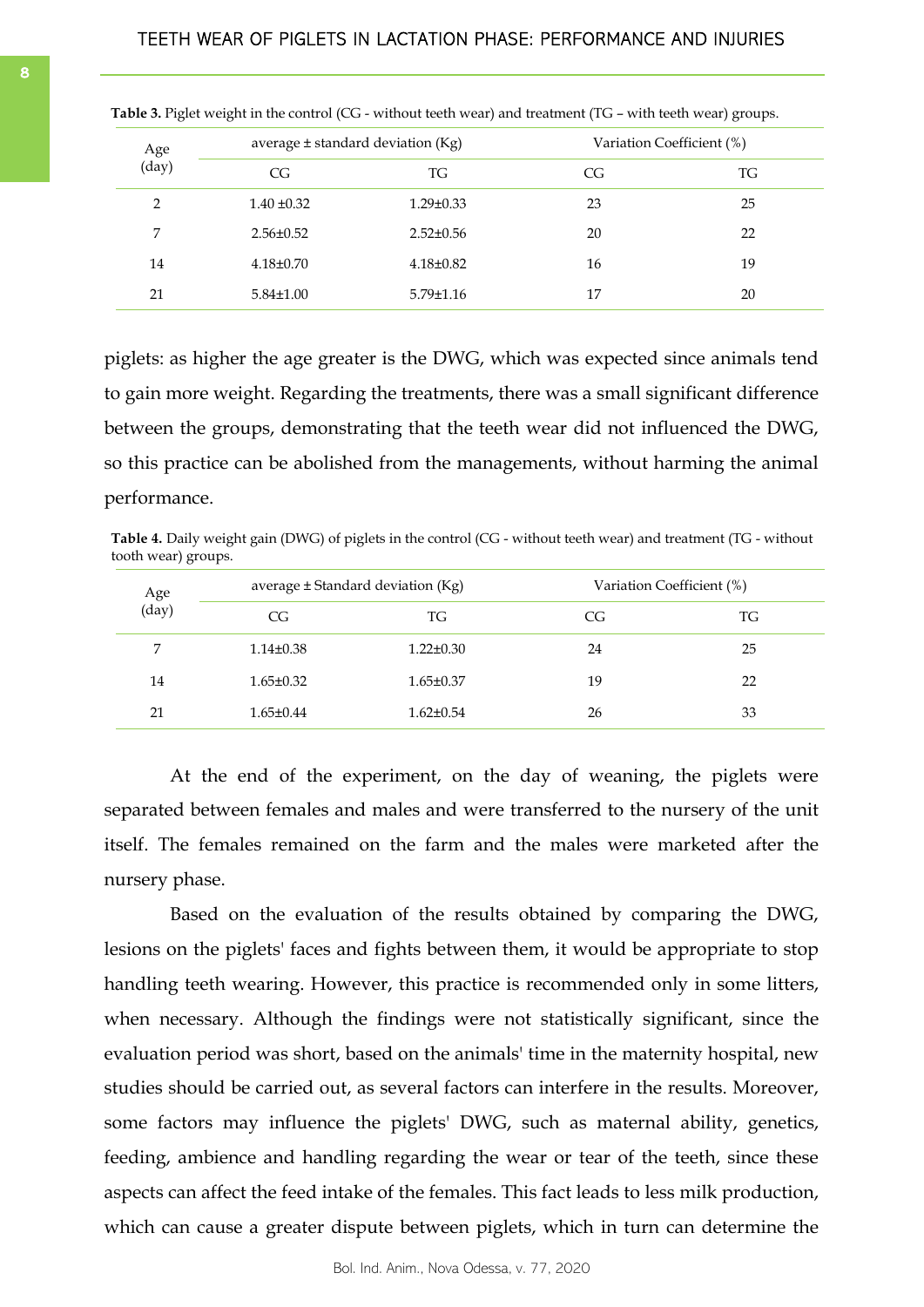**Table 3.** Piglet weight in the control (CG - without teeth wear) and treatment (TG – with teeth wear) groups.

| Age (day) | average ± standard deviation (Kg) | | Variation Coefficient (%) | |
|---|---|---|---|---|
| | CG | TG | CG | TG |
| 2 | 1.40 ±0.32 | 1.29±0.33 | 23 | 25 |
| 7 | 2.56±0.52 | 2.52±0.56 | 20 | 22 |
| 14 | 4.18±0.70 | 4.18±0.82 | 16 | 19 |
| 21 | 5.84±1.00 | 5.79±1.16 | 17 | 20 |

piglets: as higher the age greater is the DWG, which was expected since animals tend to gain more weight. Regarding the treatments, there was a small significant difference between the groups, demonstrating that the teeth wear did not influenced the DWG, so this practice can be abolished from the managements, without harming the animal performance.

**Table 4.** Daily weight gain (DWG) of piglets in the control (CG - without teeth wear) and treatment (TG - without tooth wear) groups.

| Age (day) | average ± Standard deviation (Kg) | | Variation Coefficient (%) | |
|---|---|---|---|---|
| | CG | TG | CG | TG |
| 7 | 1.14±0.38 | 1.22±0.30 | 24 | 25 |
| 14 | 1.65±0.32 | 1.65±0.37 | 19 | 22 |
| 21 | 1.65±0.44 | 1.62±0.54 | 26 | 33 |

At the end of the experiment, on the day of weaning, the piglets were separated between females and males and were transferred to the nursery of the unit itself. The females remained on the farm and the males were marketed after the nursery phase.

Based on the evaluation of the results obtained by comparing the DWG, lesions on the piglets' faces and fights between them, it would be appropriate to stop handling teeth wearing. However, this practice is recommended only in some litters, when necessary. Although the findings were not statistically significant, since the evaluation period was short, based on the animals' time in the maternity hospital, new studies should be carried out, as several factors can interfere in the results. Moreover, some factors may influence the piglets' DWG, such as maternal ability, genetics, feeding, ambience and handling regarding the wear or tear of the teeth, since these aspects can affect the feed intake of the females. This fact leads to less milk production, which can cause a greater dispute between piglets, which in turn can determine the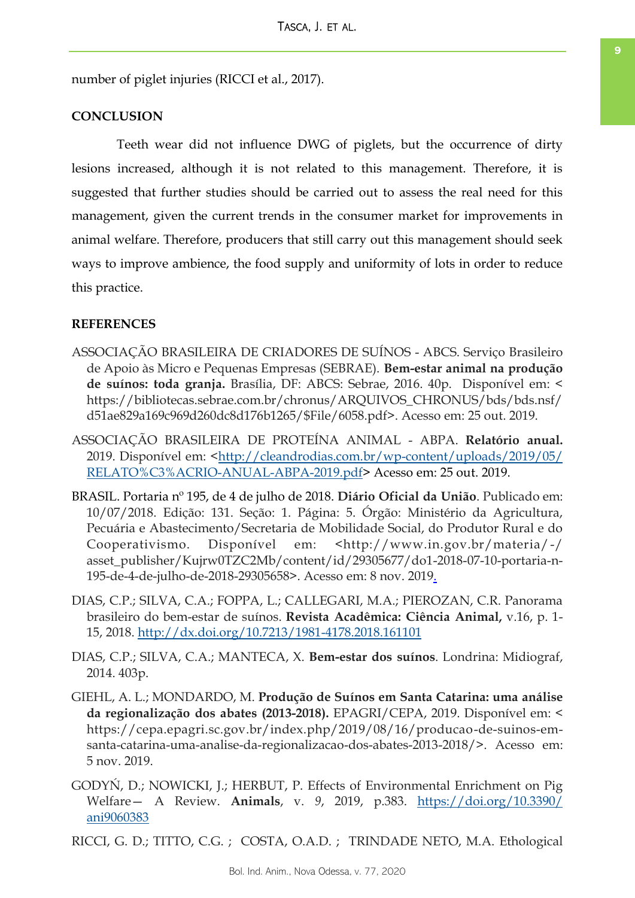number of piglet injuries (RICCI et al., 2017).

## CONCLUSION

Teeth wear did not influence DWG of piglets, but the occurrence of dirty lesions increased, although it is not related to this management. Therefore, it is suggested that further studies should be carried out to assess the real need for this management, given the current trends in the consumer market for improvements in animal welfare. Therefore, producers that still carry out this management should seek ways to improve ambience, the food supply and uniformity of lots in order to reduce this practice.

## REFERENCES

ASSOCIAÇÃO BRASILEIRA DE CRIADORES DE SUÍNOS - ABCS. Serviço Brasileiro de Apoio às Micro e Pequenas Empresas (SEBRAE). **Bem-estar animal na produção de suínos: toda granja.** Brasília, DF: ABCS: Sebrae, 2016. 40p. Disponível em: < https://bibliotecas.sebrae.com.br/chronus/ARQUIVOS_CHRONUS/bds/bds.nsf/d51ae829a169c969d260dc8d176b1265/$File/6058.pdf>. Acesso em: 25 out. 2019.

ASSOCIAÇÃO BRASILEIRA DE PROTEÍNA ANIMAL - ABPA. **Relatório anual.** 2019. Disponível em: <http://cleandrodias.com.br/wp-content/uploads/2019/05/RELATO%C3%ACRIO-ANUAL-ABPA-2019.pdf> Acesso em: 25 out. 2019.

BRASIL. Portaria nº 195, de 4 de julho de 2018. **Diário Oficial da União**. Publicado em: 10/07/2018. Edição: 131. Seção: 1. Página: 5. Órgão: Ministério da Agricultura, Pecuária e Abastecimento/Secretaria de Mobilidade Social, do Produtor Rural e do Cooperativismo. Disponível em: <http://www.in.gov.br/materia/-/asset_publisher/Kujrw0TZC2Mb/content/id/29305677/do1-2018-07-10-portaria-n-195-de-4-de-julho-de-2018-29305658>. Acesso em: 8 nov. 2019.

DIAS, C.P.; SILVA, C.A.; FOPPA, L.; CALLEGARI, M.A.; PIEROZAN, C.R. Panorama brasileiro do bem-estar de suínos. **Revista Acadêmica: Ciência Animal,** v.16, p. 1-15, 2018. http://dx.doi.org/10.7213/1981-4178.2018.161101

DIAS, C.P.; SILVA, C.A.; MANTECA, X. **Bem-estar dos suínos**. Londrina: Midiograf, 2014. 403p.

GIEHL, A. L.; MONDARDO, M. **Produção de Suínos em Santa Catarina: uma análise da regionalização dos abates (2013-2018).** EPAGRI/CEPA, 2019. Disponível em: < https://cepa.epagri.sc.gov.br/index.php/2019/08/16/producao-de-suinos-em-santa-catarina-uma-analise-da-regionalizacao-dos-abates-2013-2018/>. Acesso em: 5 nov. 2019.

GODYŃ, D.; NOWICKI, J.; HERBUT, P. Effects of Environmental Enrichment on Pig Welfare— A Review. **Animals**, v. *9*, 2019, p.383. https://doi.org/10.3390/ani9060383

RICCI, G. D.; TITTO, C.G. ; COSTA, O.A.D. ; TRINDADE NETO, M.A. Ethological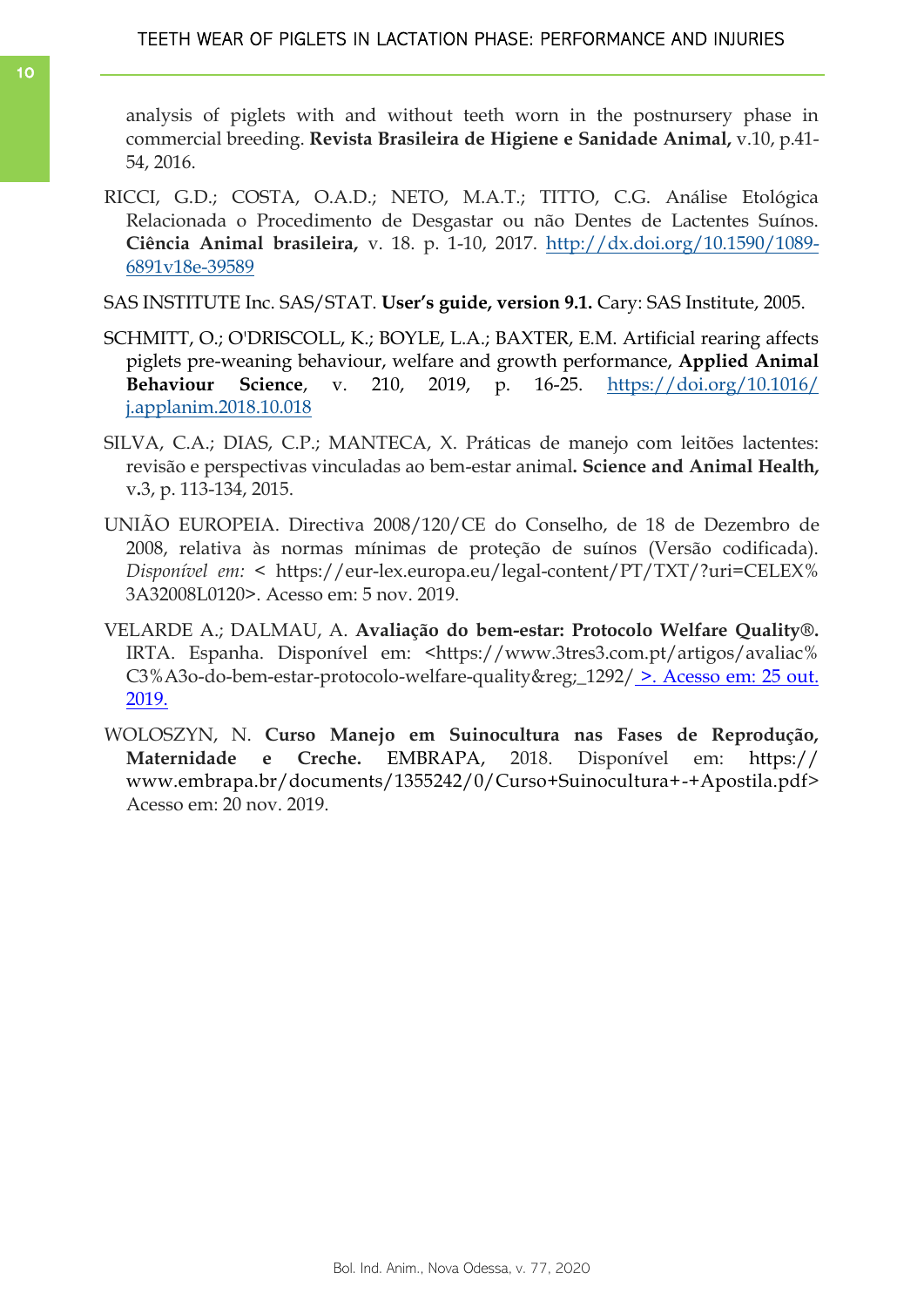analysis of piglets with and without teeth worn in the postnursery phase in commercial breeding. **Revista Brasileira de Higiene e Sanidade Animal,** v.10, p.41-54, 2016.

RICCI, G.D.; COSTA, O.A.D.; NETO, M.A.T.; TITTO, C.G. Análise Etológica Relacionada o Procedimento de Desgastar ou não Dentes de Lactentes Suínos. **Ciência Animal brasileira,** v. 18. p. 1-10, 2017. http://dx.doi.org/10.1590/1089-6891v18e-39589

SAS INSTITUTE Inc. SAS/STAT. **User's guide, version 9.1.** Cary: SAS Institute, 2005.

SCHMITT, O.; O'DRISCOLL, K.; BOYLE, L.A.; BAXTER, E.M. Artificial rearing affects piglets pre-weaning behaviour, welfare and growth performance, **Applied Animal Behaviour Science**, v. 210, 2019, p. 16-25. https://doi.org/10.1016/j.applanim.2018.10.018

SILVA, C.A.; DIAS, C.P.; MANTECA, X. Práticas de manejo com leitões lactentes: revisão e perspectivas vinculadas ao bem-estar animal**. Science and Animal Health,** v**.**3, p. 113-134, 2015.

UNIÃO EUROPEIA. Directiva 2008/120/CE do Conselho, de 18 de Dezembro de 2008, relativa às normas mínimas de proteção de suínos (Versão codificada). *Disponível em:* < https://eur-lex.europa.eu/legal-content/PT/TXT/?uri=CELEX%3A32008L0120>. Acesso em: 5 nov. 2019.

VELARDE A.; DALMAU, A. **Avaliação do bem-estar: Protocolo Welfare Quality®.** IRTA. Espanha. Disponível em: <https://www.3tres3.com.pt/artigos/avaliac%C3%A3o-do-bem-estar-protocolo-welfare-quality&reg;_1292/ >. Acesso em: 25 out. 2019.

WOLOSZYN, N. **Curso Manejo em Suinocultura nas Fases de Reprodução, Maternidade e Creche.** EMBRAPA, 2018. Disponível em: https://www.embrapa.br/documents/1355242/0/Curso+Suinocultura+-+Apostila.pdf> Acesso em: 20 nov. 2019.